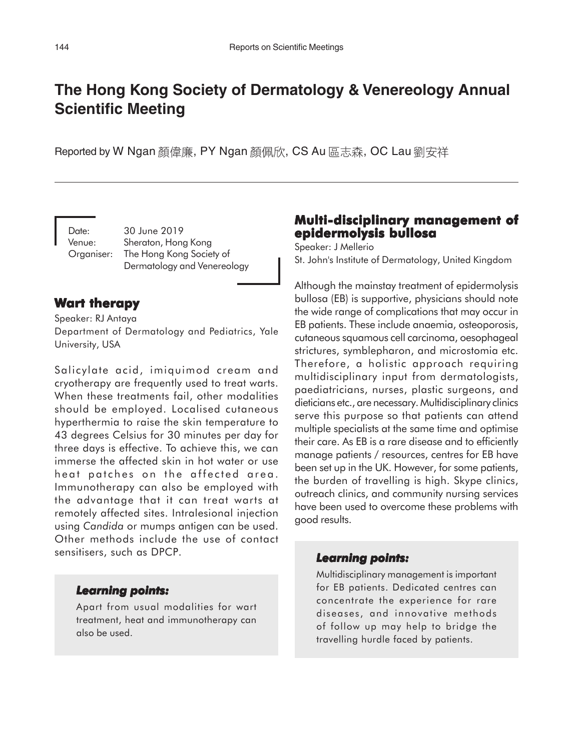# The Hong Kong Society of Dermatology & Venereology Annual Scientific Meeting

Reported by W Ngan 顏偉廉, PY Ngan 顏佩欣, CS Au 區志森, OC Lau 劉安祥

Date: 30 June 2019
Venue: Sheraton, Hong Kong
Organiser: The Hong Kong Society of Dermatology and Venereology

## Wart therapy

Speaker: RJ Antaya
Department of Dermatology and Pediatrics, Yale University, USA

Salicylate acid, imiquimod cream and cryotherapy are frequently used to treat warts. When these treatments fail, other modalities should be employed. Localised cutaneous hyperthermia to raise the skin temperature to 43 degrees Celsius for 30 minutes per day for three days is effective. To achieve this, we can immerse the affected skin in hot water or use heat patches on the affected area. Immunotherapy can also be employed with the advantage that it can treat warts at remotely affected sites. Intralesional injection using *Candida* or mumps antigen can be used. Other methods include the use of contact sensitisers, such as DPCP.

### Learning points:

Apart from usual modalities for wart treatment, heat and immunotherapy can also be used.

## Multi-disciplinary management of epidermolysis bullosa

Speaker: J Mellerio
St. John's Institute of Dermatology, United Kingdom

Although the mainstay treatment of epidermolysis bullosa (EB) is supportive, physicians should note the wide range of complications that may occur in EB patients. These include anaemia, osteoporosis, cutaneous squamous cell carcinoma, oesophageal strictures, symblepharon, and microstomia etc. Therefore, a holistic approach requiring multidisciplinary input from dermatologists, paediatricians, nurses, plastic surgeons, and dieticians etc., are necessary. Multidisciplinary clinics serve this purpose so that patients can attend multiple specialists at the same time and optimise their care. As EB is a rare disease and to efficiently manage patients / resources, centres for EB have been set up in the UK. However, for some patients, the burden of travelling is high. Skype clinics, outreach clinics, and community nursing services have been used to overcome these problems with good results.

### Learning points:

Multidisciplinary management is important for EB patients. Dedicated centres can concentrate the experience for rare diseases, and innovative methods of follow up may help to bridge the travelling hurdle faced by patients.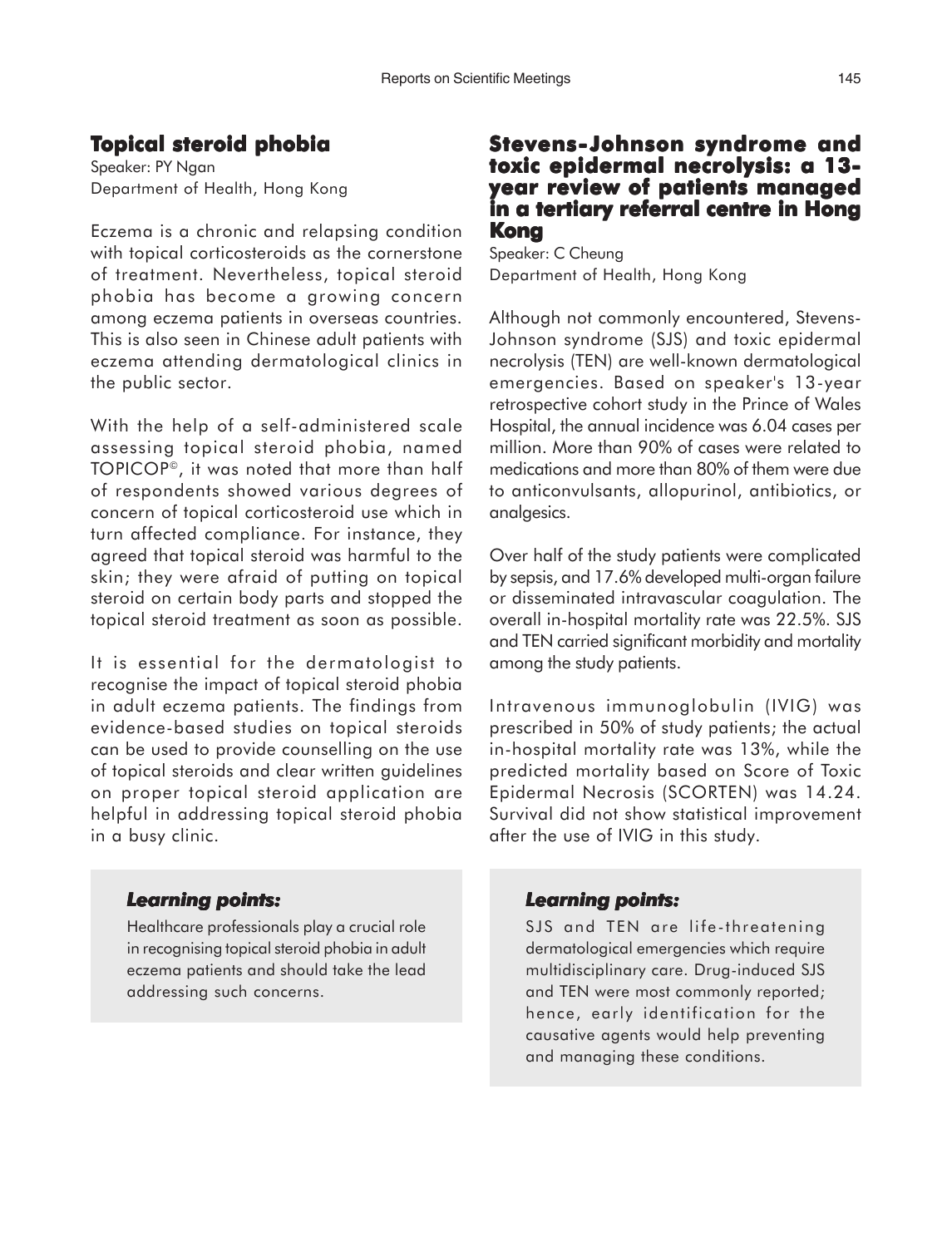## Topical steroid phobia

Speaker: PY Ngan
Department of Health, Hong Kong

Eczema is a chronic and relapsing condition with topical corticosteroids as the cornerstone of treatment. Nevertheless, topical steroid phobia has become a growing concern among eczema patients in overseas countries. This is also seen in Chinese adult patients with eczema attending dermatological clinics in the public sector.

With the help of a self-administered scale assessing topical steroid phobia, named TOPICOP©, it was noted that more than half of respondents showed various degrees of concern of topical corticosteroid use which in turn affected compliance. For instance, they agreed that topical steroid was harmful to the skin; they were afraid of putting on topical steroid on certain body parts and stopped the topical steroid treatment as soon as possible.

It is essential for the dermatologist to recognise the impact of topical steroid phobia in adult eczema patients. The findings from evidence-based studies on topical steroids can be used to provide counselling on the use of topical steroids and clear written guidelines on proper topical steroid application are helpful in addressing topical steroid phobia in a busy clinic.

### *Learning points:*

Healthcare professionals play a crucial role in recognising topical steroid phobia in adult eczema patients and should take the lead addressing such concerns.

## Stevens-Johnson syndrome and toxic epidermal necrolysis: a 13-year review of patients managed in a tertiary referral centre in Hong Kong

Speaker: C Cheung
Department of Health, Hong Kong

Although not commonly encountered, Stevens-Johnson syndrome (SJS) and toxic epidermal necrolysis (TEN) are well-known dermatological emergencies. Based on speaker's 13-year retrospective cohort study in the Prince of Wales Hospital, the annual incidence was 6.04 cases per million. More than 90% of cases were related to medications and more than 80% of them were due to anticonvulsants, allopurinol, antibiotics, or analgesics.

Over half of the study patients were complicated by sepsis, and 17.6% developed multi-organ failure or disseminated intravascular coagulation. The overall in-hospital mortality rate was 22.5%. SJS and TEN carried significant morbidity and mortality among the study patients.

Intravenous immunoglobulin (IVIG) was prescribed in 50% of study patients; the actual in-hospital mortality rate was 13%, while the predicted mortality based on Score of Toxic Epidermal Necrosis (SCORTEN) was 14.24. Survival did not show statistical improvement after the use of IVIG in this study.

### *Learning points:*

SJS and TEN are life-threatening dermatological emergencies which require multidisciplinary care. Drug-induced SJS and TEN were most commonly reported; hence, early identification for the causative agents would help preventing and managing these conditions.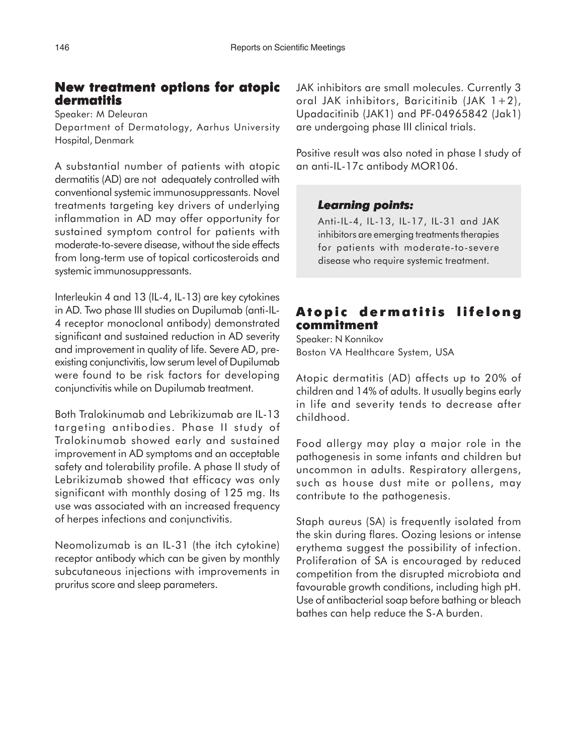## New treatment options for atopic dermatitis

Speaker: M Deleuran

Department of Dermatology, Aarhus University Hospital, Denmark

A substantial number of patients with atopic dermatitis (AD) are not adequately controlled with conventional systemic immunosuppressants. Novel treatments targeting key drivers of underlying inflammation in AD may offer opportunity for sustained symptom control for patients with moderate-to-severe disease, without the side effects from long-term use of topical corticosteroids and systemic immunosuppressants.

Interleukin 4 and 13 (IL-4, IL-13) are key cytokines in AD. Two phase III studies on Dupilumab (anti-IL-4 receptor monoclonal antibody) demonstrated significant and sustained reduction in AD severity and improvement in quality of life. Severe AD, pre-existing conjunctivitis, low serum level of Dupilumab were found to be risk factors for developing conjunctivitis while on Dupilumab treatment.

Both Tralokinumab and Lebrikizumab are IL-13 targeting antibodies. Phase II study of Tralokinumab showed early and sustained improvement in AD symptoms and an acceptable safety and tolerability profile. A phase II study of Lebrikizumab showed that efficacy was only significant with monthly dosing of 125 mg. Its use was associated with an increased frequency of herpes infections and conjunctivitis.

Neomolizumab is an IL-31 (the itch cytokine) receptor antibody which can be given by monthly subcutaneous injections with improvements in pruritus score and sleep parameters.

JAK inhibitors are small molecules. Currently 3 oral JAK inhibitors, Baricitinib (JAK 1+2), Upadacitinib (JAK1) and PF-04965842 (Jak1) are undergoing phase III clinical trials.

Positive result was also noted in phase I study of an anti-IL-17c antibody MOR106.

> ***Learning points:***
>
> Anti-IL-4, IL-13, IL-17, IL-31 and JAK inhibitors are emerging treatments therapies for patients with moderate-to-severe disease who require systemic treatment.

## Atopic dermatitis lifelong commitment

Speaker: N Konnikov

Boston VA Healthcare System, USA

Atopic dermatitis (AD) affects up to 20% of children and 14% of adults. It usually begins early in life and severity tends to decrease after childhood.

Food allergy may play a major role in the pathogenesis in some infants and children but uncommon in adults. Respiratory allergens, such as house dust mite or pollens, may contribute to the pathogenesis.

Staph aureus (SA) is frequently isolated from the skin during flares. Oozing lesions or intense erythema suggest the possibility of infection. Proliferation of SA is encouraged by reduced competition from the disrupted microbiota and favourable growth conditions, including high pH. Use of antibacterial soap before bathing or bleach bathes can help reduce the S-A burden.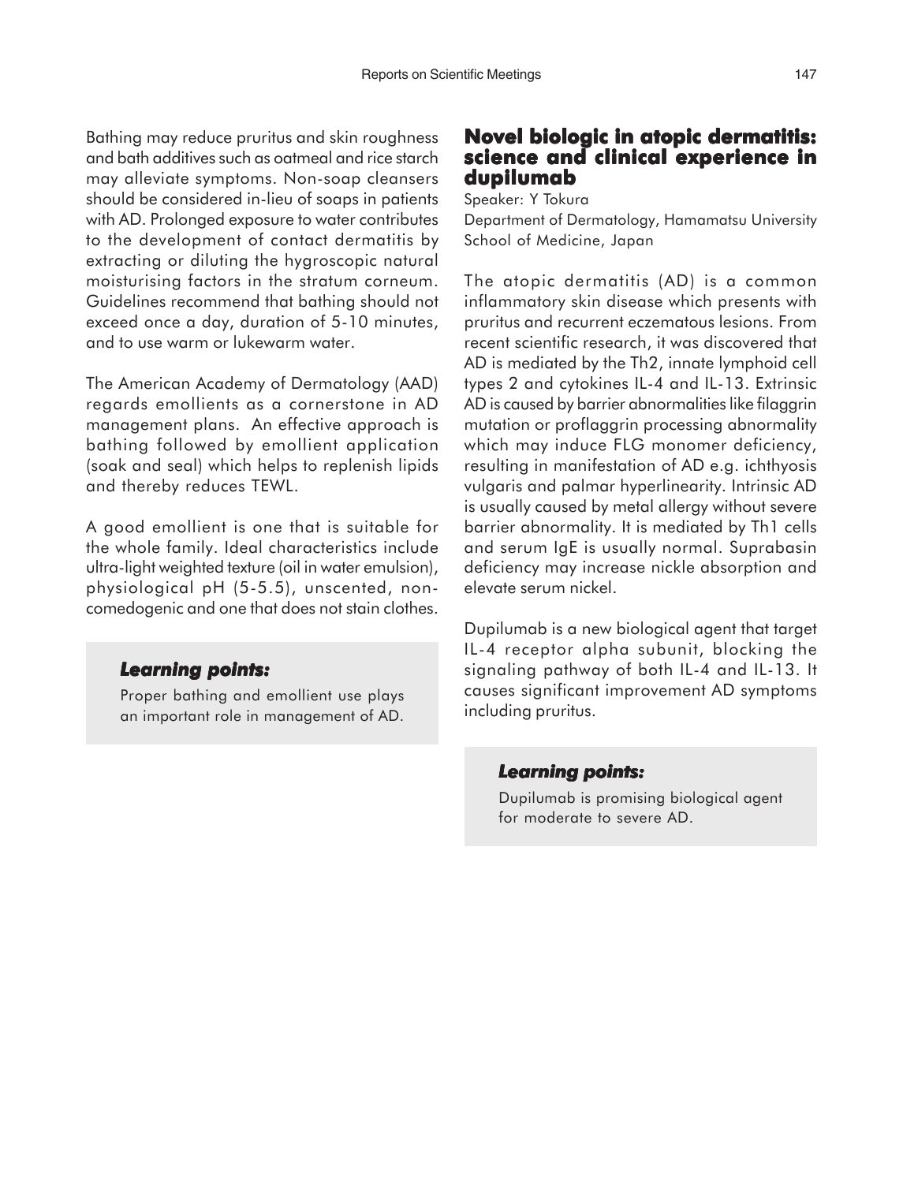Bathing may reduce pruritus and skin roughness and bath additives such as oatmeal and rice starch may alleviate symptoms. Non-soap cleansers should be considered in-lieu of soaps in patients with AD. Prolonged exposure to water contributes to the development of contact dermatitis by extracting or diluting the hygroscopic natural moisturising factors in the stratum corneum. Guidelines recommend that bathing should not exceed once a day, duration of 5-10 minutes, and to use warm or lukewarm water.

The American Academy of Dermatology (AAD) regards emollients as a cornerstone in AD management plans. An effective approach is bathing followed by emollient application (soak and seal) which helps to replenish lipids and thereby reduces TEWL.

A good emollient is one that is suitable for the whole family. Ideal characteristics include ultra-light weighted texture (oil in water emulsion), physiological pH (5-5.5), unscented, non-comedogenic and one that does not stain clothes.

> ***Learning points:***
>
> Proper bathing and emollient use plays an important role in management of AD.

## Novel biologic in atopic dermatitis: science and clinical experience in dupilumab

Speaker: Y Tokura

Department of Dermatology, Hamamatsu University School of Medicine, Japan

The atopic dermatitis (AD) is a common inflammatory skin disease which presents with pruritus and recurrent eczematous lesions. From recent scientific research, it was discovered that AD is mediated by the Th2, innate lymphoid cell types 2 and cytokines IL-4 and IL-13. Extrinsic AD is caused by barrier abnormalities like filaggrin mutation or proflaggrin processing abnormality which may induce FLG monomer deficiency, resulting in manifestation of AD e.g. ichthyosis vulgaris and palmar hyperlinearity. Intrinsic AD is usually caused by metal allergy without severe barrier abnormality. It is mediated by Th1 cells and serum IgE is usually normal. Suprabasin deficiency may increase nickle absorption and elevate serum nickel.

Dupilumab is a new biological agent that target IL-4 receptor alpha subunit, blocking the signaling pathway of both IL-4 and IL-13. It causes significant improvement AD symptoms including pruritus.

> ***Learning points:***
>
> Dupilumab is promising biological agent for moderate to severe AD.